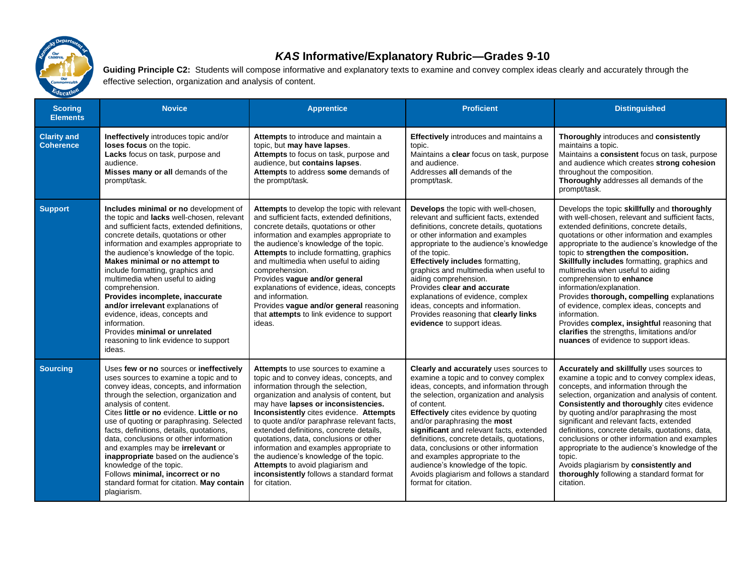# *KAS* Informative/Explanatory Rubric—Grades 9-10

**Guiding Principle C2:** Students will compose informative and explanatory texts to examine and convey complex ideas clearly and accurately through the effective selection, organization and analysis of content.

| Scoring Elements | Novice | Apprentice | Proficient | Distinguished |
|---|---|---|---|---|
| **Clarity and Coherence** | **Ineffectively** introduces topic and/or **loses focus** on the topic. **Lacks** focus on task, purpose and audience. **Misses many or all** demands of the prompt/task. | **Attempts** to introduce and maintain a topic, but **may have lapses**. **Attempts** to focus on task, purpose and audience, but **contains lapses**. **Attempts** to address **some** demands of the prompt/task. | **Effectively** introduces and maintains a topic. Maintains a **clear** focus on task, purpose and audience. Addresses **all** demands of the prompt/task. | **Thoroughly** introduces and **consistently** maintains a topic. Maintains a **consistent** focus on task, purpose and audience which creates **strong cohesion** throughout the composition. **Thoroughly** addresses all demands of the prompt/task. |
| **Support** | **Includes minimal or no** development of the topic and **lacks** well-chosen, relevant and sufficient facts, extended definitions, concrete details, quotations or other information and examples appropriate to the audience's knowledge of the topic. **Makes minimal or no attempt to** include formatting, graphics and multimedia when useful to aiding comprehension. **Provides incomplete, inaccurate and/or irrelevant** explanations of evidence, ideas, concepts and information. Provides **minimal or unrelated** reasoning to link evidence to support ideas. | **Attempts** to develop the topic with relevant and sufficient facts, extended definitions, concrete details, quotations or other information and examples appropriate to the audience's knowledge of the topic. **Attempts** to include formatting, graphics and multimedia when useful to aiding comprehension. Provides **vague and/or general** explanations of evidence, ideas, concepts and information. Provides **vague and/or general** reasoning that **attempts** to link evidence to support ideas. | **Develops** the topic with well-chosen, relevant and sufficient facts, extended definitions, concrete details, quotations or other information and examples appropriate to the audience's knowledge of the topic. **Effectively includes** formatting, graphics and multimedia when useful to aiding comprehension. Provides **clear and accurate** explanations of evidence, complex ideas, concepts and information. Provides reasoning that **clearly links evidence** to support ideas. | Develops the topic **skillfully** and **thoroughly** with well-chosen, relevant and sufficient facts, extended definitions, concrete details, quotations or other information and examples appropriate to the audience's knowledge of the topic to **strengthen the composition. Skillfully includes** formatting, graphics and multimedia when useful to aiding comprehension to **enhance** information/explanation. Provides **thorough, compelling** explanations of evidence, complex ideas, concepts and information. Provides **complex, insightful** reasoning that **clarifies** the strengths, limitations and/or **nuances** of evidence to support ideas. |
| **Sourcing** | Uses **few or no** sources or **ineffectively** uses sources to examine a topic and to convey ideas, concepts, and information through the selection, organization and analysis of content. Cites **little or no** evidence. **Little or no** use of quoting or paraphrasing. Selected facts, definitions, details, quotations, data, conclusions or other information and examples may be **irrelevant** or **inappropriate** based on the audience's knowledge of the topic. Follows **minimal, incorrect or no** standard format for citation. **May contain** plagiarism. | **Attempts** to use sources to examine a topic and to convey ideas, concepts, and information through the selection, organization and analysis of content, but may have **lapses or inconsistencies. Inconsistently** cites evidence. **Attempts** to quote and/or paraphrase relevant facts, extended definitions, concrete details, quotations, data, conclusions or other information and examples appropriate to the audience's knowledge of the topic. **Attempts** to avoid plagiarism and **inconsistently** follows a standard format for citation. | **Clearly and accurately** uses sources to examine a topic and to convey complex ideas, concepts, and information through the selection, organization and analysis of content. **Effectively** cites evidence by quoting and/or paraphrasing the **most significant** and relevant facts, extended definitions, concrete details, quotations, data, conclusions or other information and examples appropriate to the audience's knowledge of the topic. Avoids plagiarism and follows a standard format for citation. | **Accurately and skillfully** uses sources to examine a topic and to convey complex ideas, concepts, and information through the selection, organization and analysis of content. **Consistently and thoroughly** cites evidence by quoting and/or paraphrasing the most significant and relevant facts, extended definitions, concrete details, quotations, data, conclusions or other information and examples appropriate to the audience's knowledge of the topic. Avoids plagiarism by **consistently and thoroughly** following a standard format for citation. |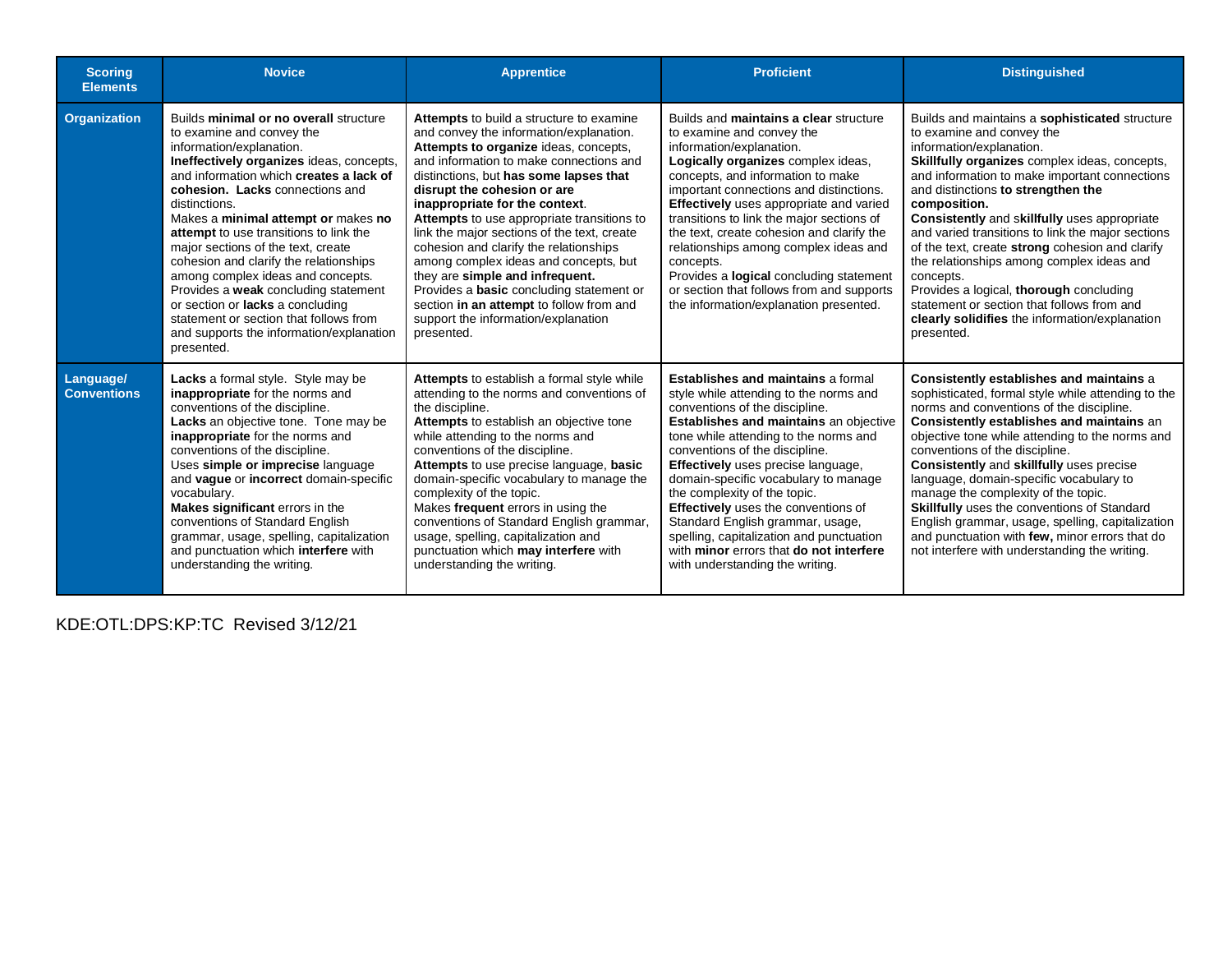| Scoring Elements | Novice | Apprentice | Proficient | Distinguished |
|---|---|---|---|---|
| **Organization** | Builds **minimal or no overall** structure to examine and convey the information/explanation. **Ineffectively organizes** ideas, concepts, and information which **creates a lack of cohesion. Lacks** connections and distinctions. Makes a **minimal attempt or** makes **no attempt** to use transitions to link the major sections of the text, create cohesion and clarify the relationships among complex ideas and concepts. Provides a **weak** concluding statement or section or **lacks** a concluding statement or section that follows from and supports the information/explanation presented. | **Attempts** to build a structure to examine and convey the information/explanation. **Attempts to organize** ideas, concepts, and information to make connections and distinctions, but **has some lapses that disrupt the cohesion or are inappropriate for the context**. **Attempts** to use appropriate transitions to link the major sections of the text, create cohesion and clarify the relationships among complex ideas and concepts, but they are **simple and infrequent.** Provides a **basic** concluding statement or section **in an attempt** to follow from and support the information/explanation presented. | Builds and **maintains a clear** structure to examine and convey the information/explanation. **Logically organizes** complex ideas, concepts, and information to make important connections and distinctions. **Effectively** uses appropriate and varied transitions to link the major sections of the text, create cohesion and clarify the relationships among complex ideas and concepts. Provides a **logical** concluding statement or section that follows from and supports the information/explanation presented. | Builds and maintains a **sophisticated** structure to examine and convey the information/explanation. **Skillfully organizes** complex ideas, concepts, and information to make important connections and distinctions **to strengthen the composition.** **Consistently** and s**killfully** uses appropriate and varied transitions to link the major sections of the text, create **strong** cohesion and clarify the relationships among complex ideas and concepts. Provides a logical, **thorough** concluding statement or section that follows from and **clearly solidifies** the information/explanation presented. |
| **Language/ Conventions** | **Lacks** a formal style. Style may be **inappropriate** for the norms and conventions of the discipline. **Lacks** an objective tone. Tone may be **inappropriate** for the norms and conventions of the discipline. Uses **simple or imprecise** language and **vague** or **incorrect** domain-specific vocabulary. **Makes significant** errors in the conventions of Standard English grammar, usage, spelling, capitalization and punctuation which **interfere** with understanding the writing. | **Attempts** to establish a formal style while attending to the norms and conventions of the discipline. **Attempts** to establish an objective tone while attending to the norms and conventions of the discipline. **Attempts** to use precise language, **basic** domain-specific vocabulary to manage the complexity of the topic. Makes **frequent** errors in using the conventions of Standard English grammar, usage, spelling, capitalization and punctuation which **may interfere** with understanding the writing. | **Establishes and maintains** a formal style while attending to the norms and conventions of the discipline. **Establishes and maintains** an objective tone while attending to the norms and conventions of the discipline. **Effectively** uses precise language, domain-specific vocabulary to manage the complexity of the topic. **Effectively** uses the conventions of Standard English grammar, usage, spelling, capitalization and punctuation with **minor** errors that **do not interfere** with understanding the writing. | **Consistently establishes and maintains** a sophisticated, formal style while attending to the norms and conventions of the discipline. **Consistently establishes and maintains** an objective tone while attending to the norms and conventions of the discipline. **Consistently** and **skillfully** uses precise language, domain-specific vocabulary to manage the complexity of the topic. **Skillfully** uses the conventions of Standard English grammar, usage, spelling, capitalization and punctuation with **few,** minor errors that do not interfere with understanding the writing. |

KDE:OTL:DPS:KP:TC Revised 3/12/21